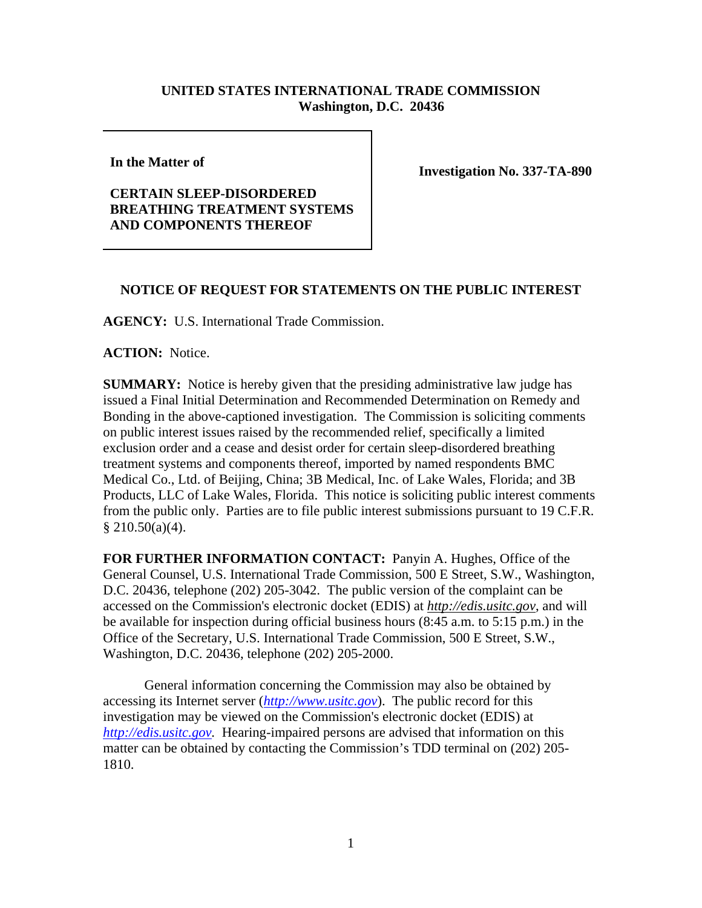**UNITED STATES INTERNATIONAL TRADE COMMISSION**
**Washington, D.C. 20436**

**In the Matter of**

**CERTAIN SLEEP-DISORDERED BREATHING TREATMENT SYSTEMS AND COMPONENTS THEREOF**

**Investigation No. 337-TA-890**

**NOTICE OF REQUEST FOR STATEMENTS ON THE PUBLIC INTEREST**

**AGENCY:** U.S. International Trade Commission.

**ACTION:** Notice.

**SUMMARY:** Notice is hereby given that the presiding administrative law judge has issued a Final Initial Determination and Recommended Determination on Remedy and Bonding in the above-captioned investigation. The Commission is soliciting comments on public interest issues raised by the recommended relief, specifically a limited exclusion order and a cease and desist order for certain sleep-disordered breathing treatment systems and components thereof, imported by named respondents BMC Medical Co., Ltd. of Beijing, China; 3B Medical, Inc. of Lake Wales, Florida; and 3B Products, LLC of Lake Wales, Florida. This notice is soliciting public interest comments from the public only. Parties are to file public interest submissions pursuant to 19 C.F.R. § 210.50(a)(4).

**FOR FURTHER INFORMATION CONTACT:** Panyin A. Hughes, Office of the General Counsel, U.S. International Trade Commission, 500 E Street, S.W., Washington, D.C. 20436, telephone (202) 205-3042. The public version of the complaint can be accessed on the Commission's electronic docket (EDIS) at *http://edis.usitc.gov*, and will be available for inspection during official business hours (8:45 a.m. to 5:15 p.m.) in the Office of the Secretary, U.S. International Trade Commission, 500 E Street, S.W., Washington, D.C. 20436, telephone (202) 205-2000.

General information concerning the Commission may also be obtained by accessing its Internet server (*http://www.usitc.gov*). The public record for this investigation may be viewed on the Commission's electronic docket (EDIS) at *http://edis.usitc.gov.* Hearing-impaired persons are advised that information on this matter can be obtained by contacting the Commission's TDD terminal on (202) 205-1810.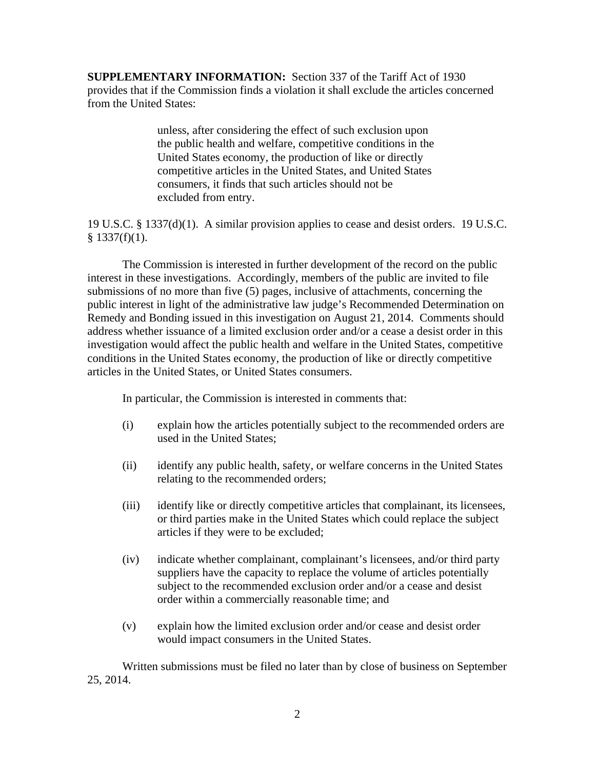**SUPPLEMENTARY INFORMATION:** Section 337 of the Tariff Act of 1930 provides that if the Commission finds a violation it shall exclude the articles concerned from the United States:

> unless, after considering the effect of such exclusion upon the public health and welfare, competitive conditions in the United States economy, the production of like or directly competitive articles in the United States, and United States consumers, it finds that such articles should not be excluded from entry.

19 U.S.C. § 1337(d)(1). A similar provision applies to cease and desist orders. 19 U.S.C. § 1337(f)(1).

The Commission is interested in further development of the record on the public interest in these investigations. Accordingly, members of the public are invited to file submissions of no more than five (5) pages, inclusive of attachments, concerning the public interest in light of the administrative law judge's Recommended Determination on Remedy and Bonding issued in this investigation on August 21, 2014. Comments should address whether issuance of a limited exclusion order and/or a cease a desist order in this investigation would affect the public health and welfare in the United States, competitive conditions in the United States economy, the production of like or directly competitive articles in the United States, or United States consumers.

In particular, the Commission is interested in comments that:

(i) explain how the articles potentially subject to the recommended orders are used in the United States;

(ii) identify any public health, safety, or welfare concerns in the United States relating to the recommended orders;

(iii) identify like or directly competitive articles that complainant, its licensees, or third parties make in the United States which could replace the subject articles if they were to be excluded;

(iv) indicate whether complainant, complainant's licensees, and/or third party suppliers have the capacity to replace the volume of articles potentially subject to the recommended exclusion order and/or a cease and desist order within a commercially reasonable time; and

(v) explain how the limited exclusion order and/or cease and desist order would impact consumers in the United States.

Written submissions must be filed no later than by close of business on September 25, 2014.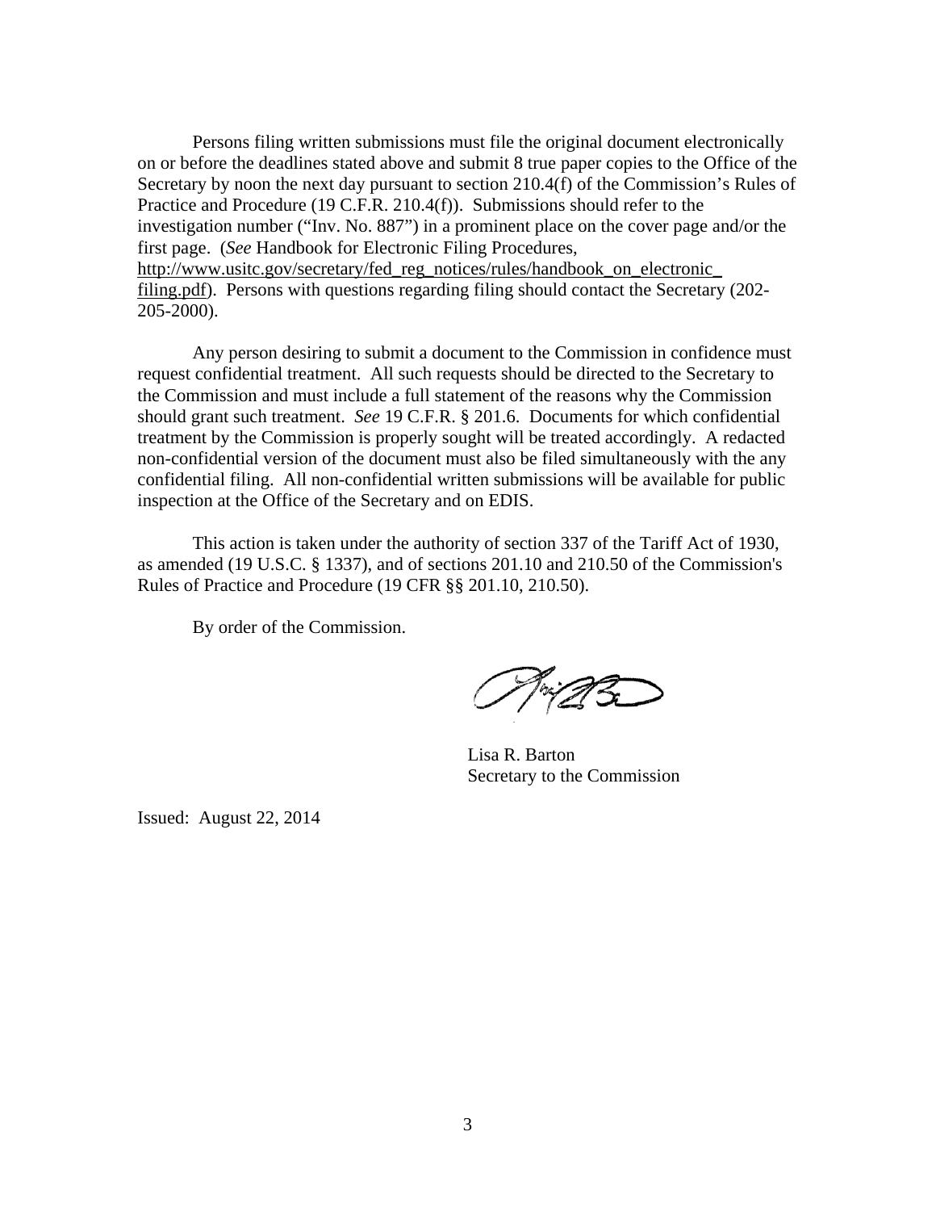Persons filing written submissions must file the original document electronically on or before the deadlines stated above and submit 8 true paper copies to the Office of the Secretary by noon the next day pursuant to section 210.4(f) of the Commission's Rules of Practice and Procedure (19 C.F.R. 210.4(f)). Submissions should refer to the investigation number ("Inv. No. 887") in a prominent place on the cover page and/or the first page. (*See* Handbook for Electronic Filing Procedures, http://www.usitc.gov/secretary/fed_reg_notices/rules/handbook_on_electronic_filing.pdf). Persons with questions regarding filing should contact the Secretary (202-205-2000).

Any person desiring to submit a document to the Commission in confidence must request confidential treatment. All such requests should be directed to the Secretary to the Commission and must include a full statement of the reasons why the Commission should grant such treatment. *See* 19 C.F.R. § 201.6. Documents for which confidential treatment by the Commission is properly sought will be treated accordingly. A redacted non-confidential version of the document must also be filed simultaneously with the any confidential filing. All non-confidential written submissions will be available for public inspection at the Office of the Secretary and on EDIS.

This action is taken under the authority of section 337 of the Tariff Act of 1930, as amended (19 U.S.C. § 1337), and of sections 201.10 and 210.50 of the Commission's Rules of Practice and Procedure (19 CFR §§ 201.10, 210.50).

By order of the Commission.

Lisa R. Barton
Secretary to the Commission

Issued: August 22, 2014